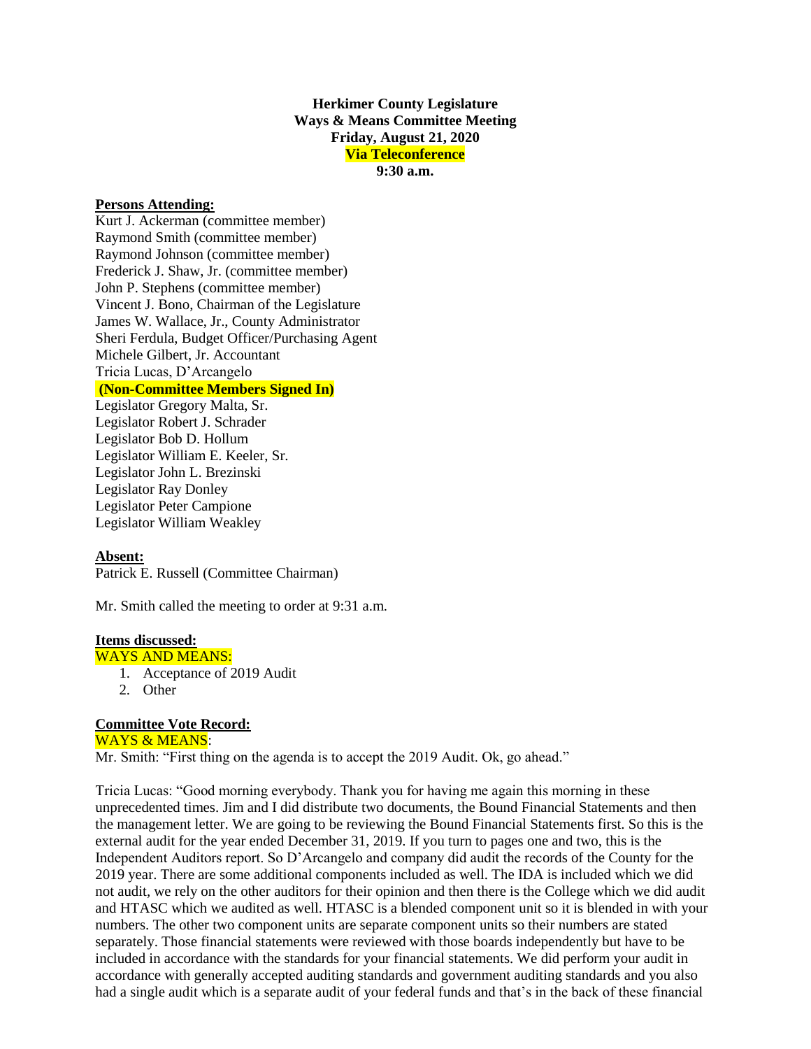**Herkimer County Legislature**
**Ways & Means Committee Meeting**
**Friday, August 21, 2020**
**Via Teleconference**
**9:30 a.m.**

**Persons Attending:**

Kurt J. Ackerman (committee member)
Raymond Smith (committee member)
Raymond Johnson (committee member)
Frederick J. Shaw, Jr. (committee member)
John P. Stephens (committee member)
Vincent J. Bono, Chairman of the Legislature
James W. Wallace, Jr., County Administrator
Sheri Ferdula, Budget Officer/Purchasing Agent
Michele Gilbert, Jr. Accountant
Tricia Lucas, D'Arcangelo

**(Non-Committee Members Signed In)**

Legislator Gregory Malta, Sr.
Legislator Robert J. Schrader
Legislator Bob D. Hollum
Legislator William E. Keeler, Sr.
Legislator John L. Brezinski
Legislator Ray Donley
Legislator Peter Campione
Legislator William Weakley

**Absent:**

Patrick E. Russell (Committee Chairman)

Mr. Smith called the meeting to order at 9:31 a.m.

**Items discussed:**

WAYS AND MEANS:

1. Acceptance of 2019 Audit
2. Other

**Committee Vote Record:**

WAYS & MEANS:

Mr. Smith: "First thing on the agenda is to accept the 2019 Audit. Ok, go ahead."

Tricia Lucas: "Good morning everybody. Thank you for having me again this morning in these unprecedented times. Jim and I did distribute two documents, the Bound Financial Statements and then the management letter. We are going to be reviewing the Bound Financial Statements first. So this is the external audit for the year ended December 31, 2019. If you turn to pages one and two, this is the Independent Auditors report. So D'Arcangelo and company did audit the records of the County for the 2019 year. There are some additional components included as well. The IDA is included which we did not audit, we rely on the other auditors for their opinion and then there is the College which we did audit and HTASC which we audited as well. HTASC is a blended component unit so it is blended in with your numbers. The other two component units are separate component units so their numbers are stated separately. Those financial statements were reviewed with those boards independently but have to be included in accordance with the standards for your financial statements. We did perform your audit in accordance with generally accepted auditing standards and government auditing standards and you also had a single audit which is a separate audit of your federal funds and that's in the back of these financial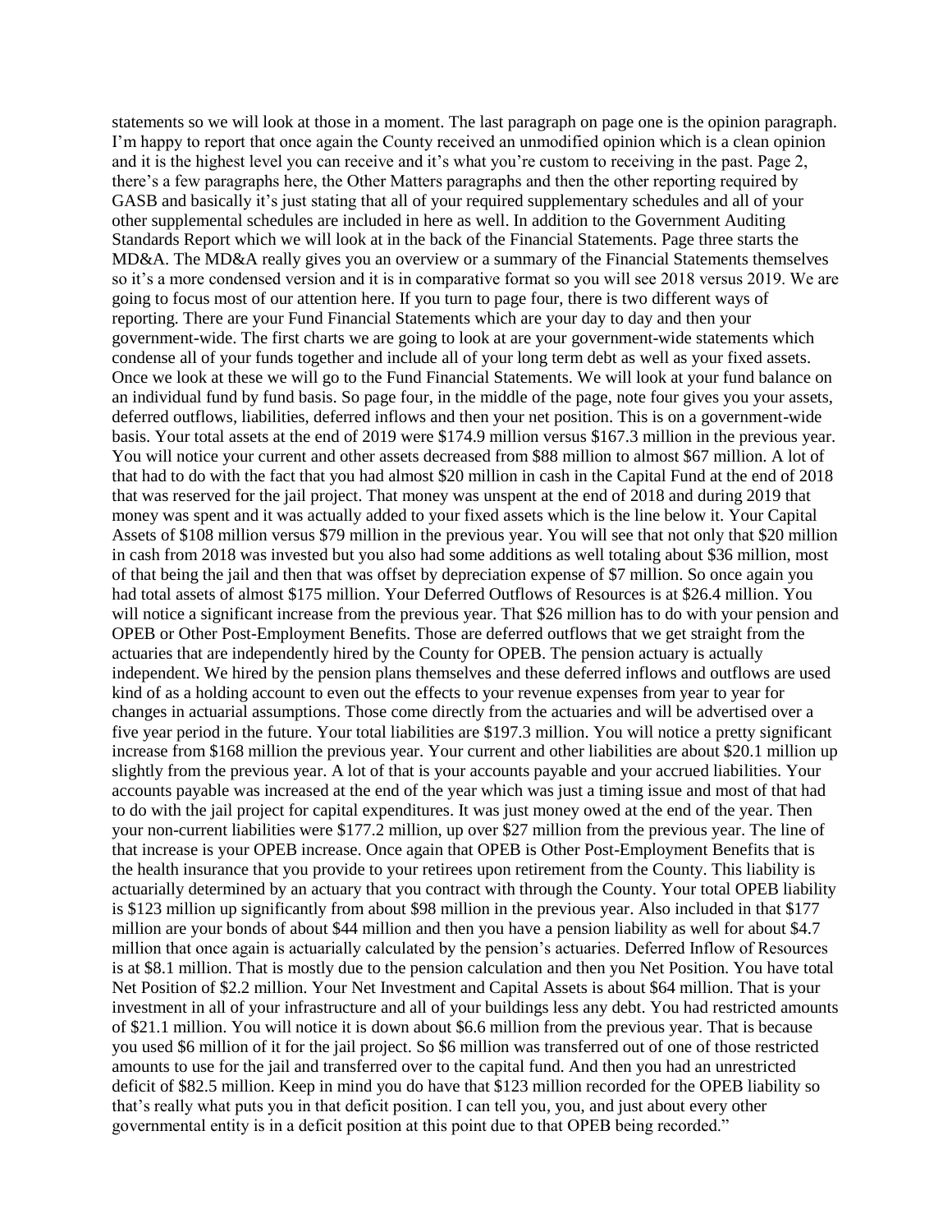statements so we will look at those in a moment. The last paragraph on page one is the opinion paragraph. I'm happy to report that once again the County received an unmodified opinion which is a clean opinion and it is the highest level you can receive and it's what you're custom to receiving in the past. Page 2, there's a few paragraphs here, the Other Matters paragraphs and then the other reporting required by GASB and basically it's just stating that all of your required supplementary schedules and all of your other supplemental schedules are included in here as well. In addition to the Government Auditing Standards Report which we will look at in the back of the Financial Statements. Page three starts the MD&A. The MD&A really gives you an overview or a summary of the Financial Statements themselves so it's a more condensed version and it is in comparative format so you will see 2018 versus 2019. We are going to focus most of our attention here. If you turn to page four, there is two different ways of reporting. There are your Fund Financial Statements which are your day to day and then your government-wide. The first charts we are going to look at are your government-wide statements which condense all of your funds together and include all of your long term debt as well as your fixed assets. Once we look at these we will go to the Fund Financial Statements. We will look at your fund balance on an individual fund by fund basis. So page four, in the middle of the page, note four gives you your assets, deferred outflows, liabilities, deferred inflows and then your net position. This is on a government-wide basis. Your total assets at the end of 2019 were $174.9 million versus $167.3 million in the previous year. You will notice your current and other assets decreased from $88 million to almost $67 million. A lot of that had to do with the fact that you had almost $20 million in cash in the Capital Fund at the end of 2018 that was reserved for the jail project. That money was unspent at the end of 2018 and during 2019 that money was spent and it was actually added to your fixed assets which is the line below it. Your Capital Assets of $108 million versus $79 million in the previous year. You will see that not only that $20 million in cash from 2018 was invested but you also had some additions as well totaling about $36 million, most of that being the jail and then that was offset by depreciation expense of $7 million. So once again you had total assets of almost $175 million. Your Deferred Outflows of Resources is at $26.4 million. You will notice a significant increase from the previous year. That $26 million has to do with your pension and OPEB or Other Post-Employment Benefits. Those are deferred outflows that we get straight from the actuaries that are independently hired by the County for OPEB. The pension actuary is actually independent. We hired by the pension plans themselves and these deferred inflows and outflows are used kind of as a holding account to even out the effects to your revenue expenses from year to year for changes in actuarial assumptions. Those come directly from the actuaries and will be advertised over a five year period in the future. Your total liabilities are $197.3 million. You will notice a pretty significant increase from $168 million the previous year. Your current and other liabilities are about $20.1 million up slightly from the previous year. A lot of that is your accounts payable and your accrued liabilities. Your accounts payable was increased at the end of the year which was just a timing issue and most of that had to do with the jail project for capital expenditures. It was just money owed at the end of the year. Then your non-current liabilities were $177.2 million, up over $27 million from the previous year. The line of that increase is your OPEB increase. Once again that OPEB is Other Post-Employment Benefits that is the health insurance that you provide to your retirees upon retirement from the County. This liability is actuarially determined by an actuary that you contract with through the County. Your total OPEB liability is $123 million up significantly from about $98 million in the previous year. Also included in that $177 million are your bonds of about $44 million and then you have a pension liability as well for about $4.7 million that once again is actuarially calculated by the pension's actuaries. Deferred Inflow of Resources is at $8.1 million. That is mostly due to the pension calculation and then you Net Position. You have total Net Position of $2.2 million. Your Net Investment and Capital Assets is about $64 million. That is your investment in all of your infrastructure and all of your buildings less any debt. You had restricted amounts of $21.1 million. You will notice it is down about $6.6 million from the previous year. That is because you used $6 million of it for the jail project. So $6 million was transferred out of one of those restricted amounts to use for the jail and transferred over to the capital fund. And then you had an unrestricted deficit of $82.5 million. Keep in mind you do have that $123 million recorded for the OPEB liability so that's really what puts you in that deficit position. I can tell you, you, and just about every other governmental entity is in a deficit position at this point due to that OPEB being recorded."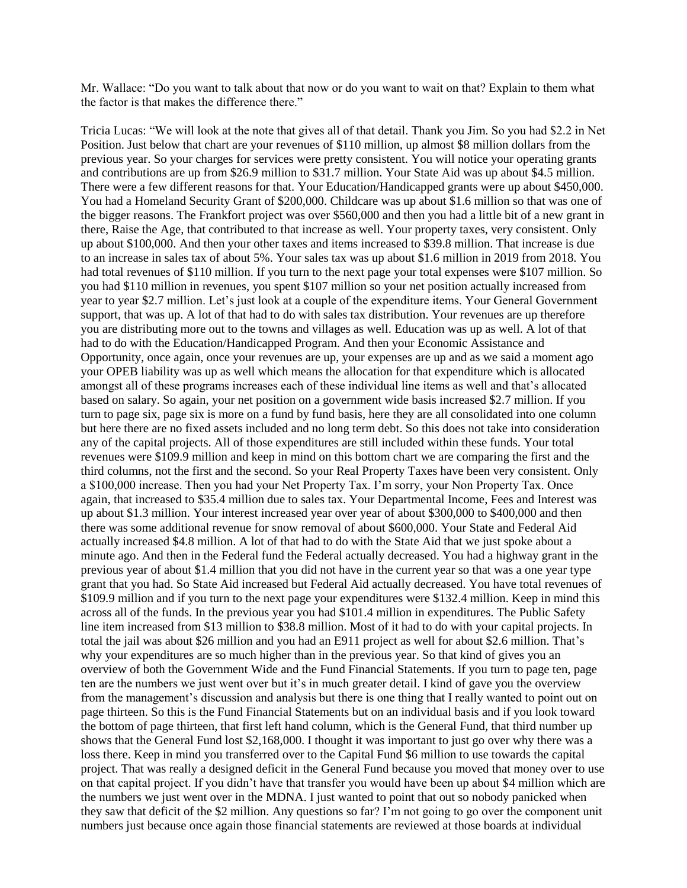Mr. Wallace: "Do you want to talk about that now or do you want to wait on that? Explain to them what the factor is that makes the difference there."

Tricia Lucas: "We will look at the note that gives all of that detail. Thank you Jim. So you had $2.2 in Net Position. Just below that chart are your revenues of $110 million, up almost $8 million dollars from the previous year. So your charges for services were pretty consistent. You will notice your operating grants and contributions are up from $26.9 million to $31.7 million. Your State Aid was up about $4.5 million. There were a few different reasons for that. Your Education/Handicapped grants were up about $450,000. You had a Homeland Security Grant of $200,000. Childcare was up about $1.6 million so that was one of the bigger reasons. The Frankfort project was over $560,000 and then you had a little bit of a new grant in there, Raise the Age, that contributed to that increase as well. Your property taxes, very consistent. Only up about $100,000. And then your other taxes and items increased to $39.8 million. That increase is due to an increase in sales tax of about 5%. Your sales tax was up about $1.6 million in 2019 from 2018. You had total revenues of $110 million. If you turn to the next page your total expenses were $107 million. So you had $110 million in revenues, you spent $107 million so your net position actually increased from year to year $2.7 million. Let's just look at a couple of the expenditure items. Your General Government support, that was up. A lot of that had to do with sales tax distribution. Your revenues are up therefore you are distributing more out to the towns and villages as well. Education was up as well. A lot of that had to do with the Education/Handicapped Program. And then your Economic Assistance and Opportunity, once again, once your revenues are up, your expenses are up and as we said a moment ago your OPEB liability was up as well which means the allocation for that expenditure which is allocated amongst all of these programs increases each of these individual line items as well and that's allocated based on salary. So again, your net position on a government wide basis increased $2.7 million. If you turn to page six, page six is more on a fund by fund basis, here they are all consolidated into one column but here there are no fixed assets included and no long term debt. So this does not take into consideration any of the capital projects. All of those expenditures are still included within these funds. Your total revenues were $109.9 million and keep in mind on this bottom chart we are comparing the first and the third columns, not the first and the second. So your Real Property Taxes have been very consistent. Only a $100,000 increase. Then you had your Net Property Tax. I'm sorry, your Non Property Tax. Once again, that increased to $35.4 million due to sales tax. Your Departmental Income, Fees and Interest was up about $1.3 million. Your interest increased year over year of about $300,000 to $400,000 and then there was some additional revenue for snow removal of about $600,000. Your State and Federal Aid actually increased $4.8 million. A lot of that had to do with the State Aid that we just spoke about a minute ago. And then in the Federal fund the Federal actually decreased. You had a highway grant in the previous year of about $1.4 million that you did not have in the current year so that was a one year type grant that you had. So State Aid increased but Federal Aid actually decreased. You have total revenues of $109.9 million and if you turn to the next page your expenditures were $132.4 million. Keep in mind this across all of the funds. In the previous year you had $101.4 million in expenditures. The Public Safety line item increased from $13 million to $38.8 million. Most of it had to do with your capital projects. In total the jail was about $26 million and you had an E911 project as well for about $2.6 million. That's why your expenditures are so much higher than in the previous year. So that kind of gives you an overview of both the Government Wide and the Fund Financial Statements. If you turn to page ten, page ten are the numbers we just went over but it's in much greater detail. I kind of gave you the overview from the management's discussion and analysis but there is one thing that I really wanted to point out on page thirteen. So this is the Fund Financial Statements but on an individual basis and if you look toward the bottom of page thirteen, that first left hand column, which is the General Fund, that third number up shows that the General Fund lost $2,168,000. I thought it was important to just go over why there was a loss there. Keep in mind you transferred over to the Capital Fund $6 million to use towards the capital project. That was really a designed deficit in the General Fund because you moved that money over to use on that capital project. If you didn't have that transfer you would have been up about $4 million which are the numbers we just went over in the MDNA. I just wanted to point that out so nobody panicked when they saw that deficit of the $2 million. Any questions so far? I'm not going to go over the component unit numbers just because once again those financial statements are reviewed at those boards at individual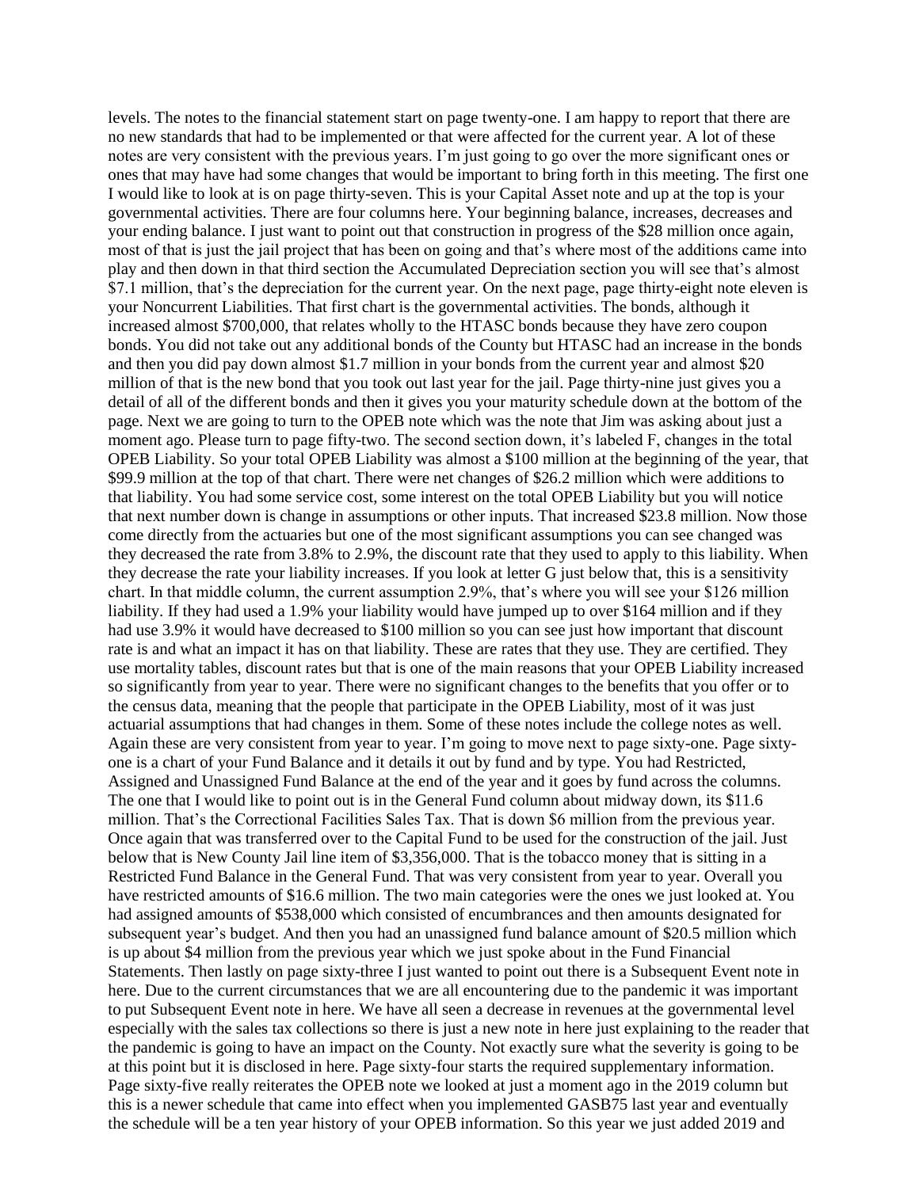levels. The notes to the financial statement start on page twenty-one. I am happy to report that there are no new standards that had to be implemented or that were affected for the current year. A lot of these notes are very consistent with the previous years. I'm just going to go over the more significant ones or ones that may have had some changes that would be important to bring forth in this meeting. The first one I would like to look at is on page thirty-seven. This is your Capital Asset note and up at the top is your governmental activities. There are four columns here. Your beginning balance, increases, decreases and your ending balance. I just want to point out that construction in progress of the $28 million once again, most of that is just the jail project that has been on going and that's where most of the additions came into play and then down in that third section the Accumulated Depreciation section you will see that's almost $7.1 million, that's the depreciation for the current year. On the next page, page thirty-eight note eleven is your Noncurrent Liabilities. That first chart is the governmental activities. The bonds, although it increased almost $700,000, that relates wholly to the HTASC bonds because they have zero coupon bonds. You did not take out any additional bonds of the County but HTASC had an increase in the bonds and then you did pay down almost $1.7 million in your bonds from the current year and almost $20 million of that is the new bond that you took out last year for the jail. Page thirty-nine just gives you a detail of all of the different bonds and then it gives you your maturity schedule down at the bottom of the page. Next we are going to turn to the OPEB note which was the note that Jim was asking about just a moment ago. Please turn to page fifty-two. The second section down, it's labeled F, changes in the total OPEB Liability. So your total OPEB Liability was almost a $100 million at the beginning of the year, that $99.9 million at the top of that chart. There were net changes of $26.2 million which were additions to that liability. You had some service cost, some interest on the total OPEB Liability but you will notice that next number down is change in assumptions or other inputs. That increased $23.8 million. Now those come directly from the actuaries but one of the most significant assumptions you can see changed was they decreased the rate from 3.8% to 2.9%, the discount rate that they used to apply to this liability. When they decrease the rate your liability increases. If you look at letter G just below that, this is a sensitivity chart. In that middle column, the current assumption 2.9%, that's where you will see your $126 million liability. If they had used a 1.9% your liability would have jumped up to over $164 million and if they had use 3.9% it would have decreased to $100 million so you can see just how important that discount rate is and what an impact it has on that liability. These are rates that they use. They are certified. They use mortality tables, discount rates but that is one of the main reasons that your OPEB Liability increased so significantly from year to year. There were no significant changes to the benefits that you offer or to the census data, meaning that the people that participate in the OPEB Liability, most of it was just actuarial assumptions that had changes in them. Some of these notes include the college notes as well. Again these are very consistent from year to year. I'm going to move next to page sixty-one. Page sixty-one is a chart of your Fund Balance and it details it out by fund and by type. You had Restricted, Assigned and Unassigned Fund Balance at the end of the year and it goes by fund across the columns. The one that I would like to point out is in the General Fund column about midway down, its $11.6 million. That's the Correctional Facilities Sales Tax. That is down $6 million from the previous year. Once again that was transferred over to the Capital Fund to be used for the construction of the jail. Just below that is New County Jail line item of $3,356,000. That is the tobacco money that is sitting in a Restricted Fund Balance in the General Fund. That was very consistent from year to year. Overall you have restricted amounts of $16.6 million. The two main categories were the ones we just looked at. You had assigned amounts of $538,000 which consisted of encumbrances and then amounts designated for subsequent year's budget. And then you had an unassigned fund balance amount of $20.5 million which is up about $4 million from the previous year which we just spoke about in the Fund Financial Statements. Then lastly on page sixty-three I just wanted to point out there is a Subsequent Event note in here. Due to the current circumstances that we are all encountering due to the pandemic it was important to put Subsequent Event note in here. We have all seen a decrease in revenues at the governmental level especially with the sales tax collections so there is just a new note in here just explaining to the reader that the pandemic is going to have an impact on the County. Not exactly sure what the severity is going to be at this point but it is disclosed in here. Page sixty-four starts the required supplementary information. Page sixty-five really reiterates the OPEB note we looked at just a moment ago in the 2019 column but this is a newer schedule that came into effect when you implemented GASB75 last year and eventually the schedule will be a ten year history of your OPEB information. So this year we just added 2019 and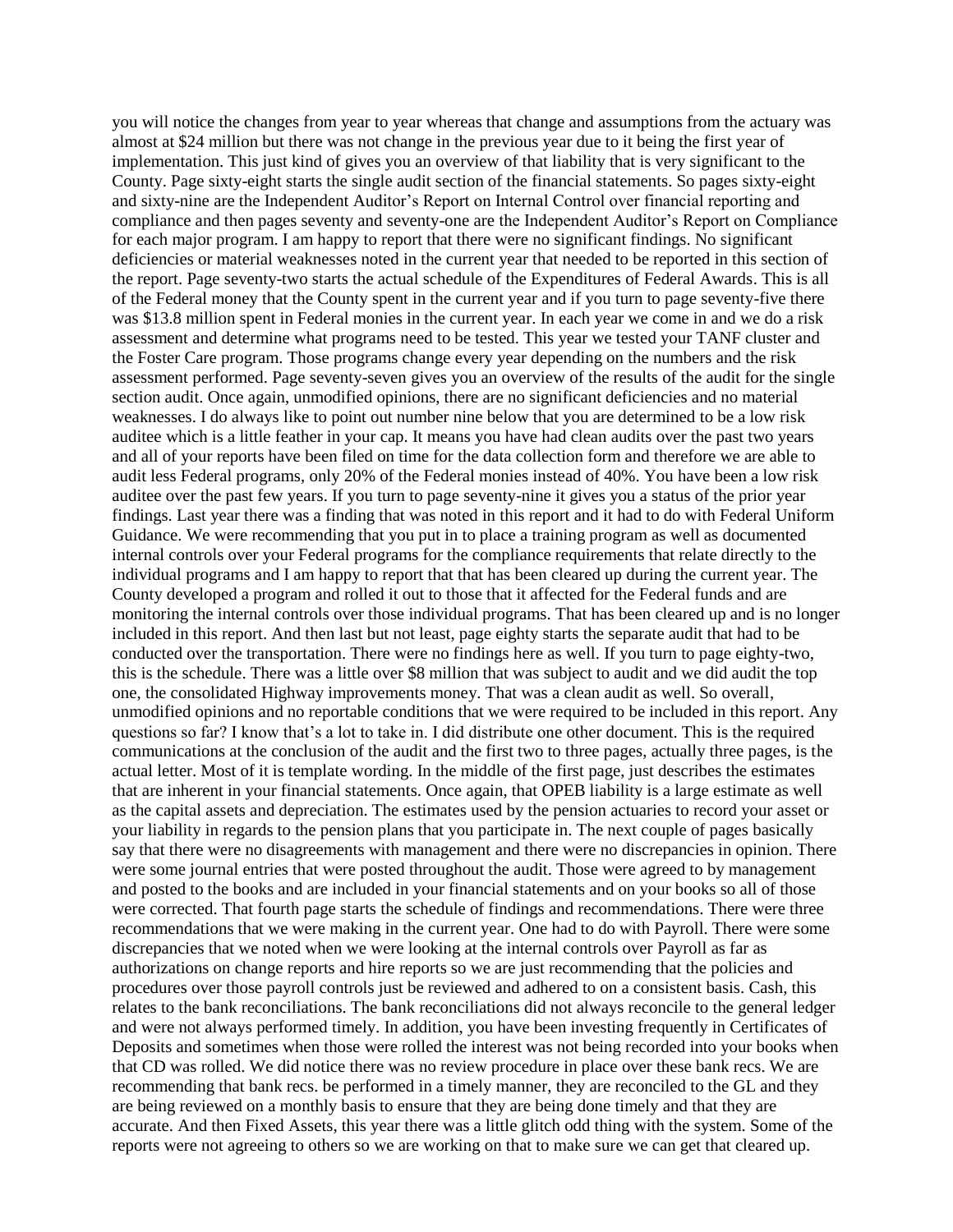you will notice the changes from year to year whereas that change and assumptions from the actuary was almost at $24 million but there was not change in the previous year due to it being the first year of implementation. This just kind of gives you an overview of that liability that is very significant to the County. Page sixty-eight starts the single audit section of the financial statements. So pages sixty-eight and sixty-nine are the Independent Auditor's Report on Internal Control over financial reporting and compliance and then pages seventy and seventy-one are the Independent Auditor's Report on Compliance for each major program. I am happy to report that there were no significant findings. No significant deficiencies or material weaknesses noted in the current year that needed to be reported in this section of the report. Page seventy-two starts the actual schedule of the Expenditures of Federal Awards. This is all of the Federal money that the County spent in the current year and if you turn to page seventy-five there was $13.8 million spent in Federal monies in the current year. In each year we come in and we do a risk assessment and determine what programs need to be tested. This year we tested your TANF cluster and the Foster Care program. Those programs change every year depending on the numbers and the risk assessment performed. Page seventy-seven gives you an overview of the results of the audit for the single section audit. Once again, unmodified opinions, there are no significant deficiencies and no material weaknesses. I do always like to point out number nine below that you are determined to be a low risk auditee which is a little feather in your cap. It means you have had clean audits over the past two years and all of your reports have been filed on time for the data collection form and therefore we are able to audit less Federal programs, only 20% of the Federal monies instead of 40%. You have been a low risk auditee over the past few years. If you turn to page seventy-nine it gives you a status of the prior year findings. Last year there was a finding that was noted in this report and it had to do with Federal Uniform Guidance. We were recommending that you put in to place a training program as well as documented internal controls over your Federal programs for the compliance requirements that relate directly to the individual programs and I am happy to report that that has been cleared up during the current year. The County developed a program and rolled it out to those that it affected for the Federal funds and are monitoring the internal controls over those individual programs. That has been cleared up and is no longer included in this report. And then last but not least, page eighty starts the separate audit that had to be conducted over the transportation. There were no findings here as well. If you turn to page eighty-two, this is the schedule. There was a little over $8 million that was subject to audit and we did audit the top one, the consolidated Highway improvements money. That was a clean audit as well. So overall, unmodified opinions and no reportable conditions that we were required to be included in this report. Any questions so far? I know that's a lot to take in. I did distribute one other document. This is the required communications at the conclusion of the audit and the first two to three pages, actually three pages, is the actual letter. Most of it is template wording. In the middle of the first page, just describes the estimates that are inherent in your financial statements. Once again, that OPEB liability is a large estimate as well as the capital assets and depreciation. The estimates used by the pension actuaries to record your asset or your liability in regards to the pension plans that you participate in. The next couple of pages basically say that there were no disagreements with management and there were no discrepancies in opinion. There were some journal entries that were posted throughout the audit. Those were agreed to by management and posted to the books and are included in your financial statements and on your books so all of those were corrected. That fourth page starts the schedule of findings and recommendations. There were three recommendations that we were making in the current year. One had to do with Payroll. There were some discrepancies that we noted when we were looking at the internal controls over Payroll as far as authorizations on change reports and hire reports so we are just recommending that the policies and procedures over those payroll controls just be reviewed and adhered to on a consistent basis. Cash, this relates to the bank reconciliations. The bank reconciliations did not always reconcile to the general ledger and were not always performed timely. In addition, you have been investing frequently in Certificates of Deposits and sometimes when those were rolled the interest was not being recorded into your books when that CD was rolled. We did notice there was no review procedure in place over these bank recs. We are recommending that bank recs. be performed in a timely manner, they are reconciled to the GL and they are being reviewed on a monthly basis to ensure that they are being done timely and that they are accurate. And then Fixed Assets, this year there was a little glitch odd thing with the system. Some of the reports were not agreeing to others so we are working on that to make sure we can get that cleared up.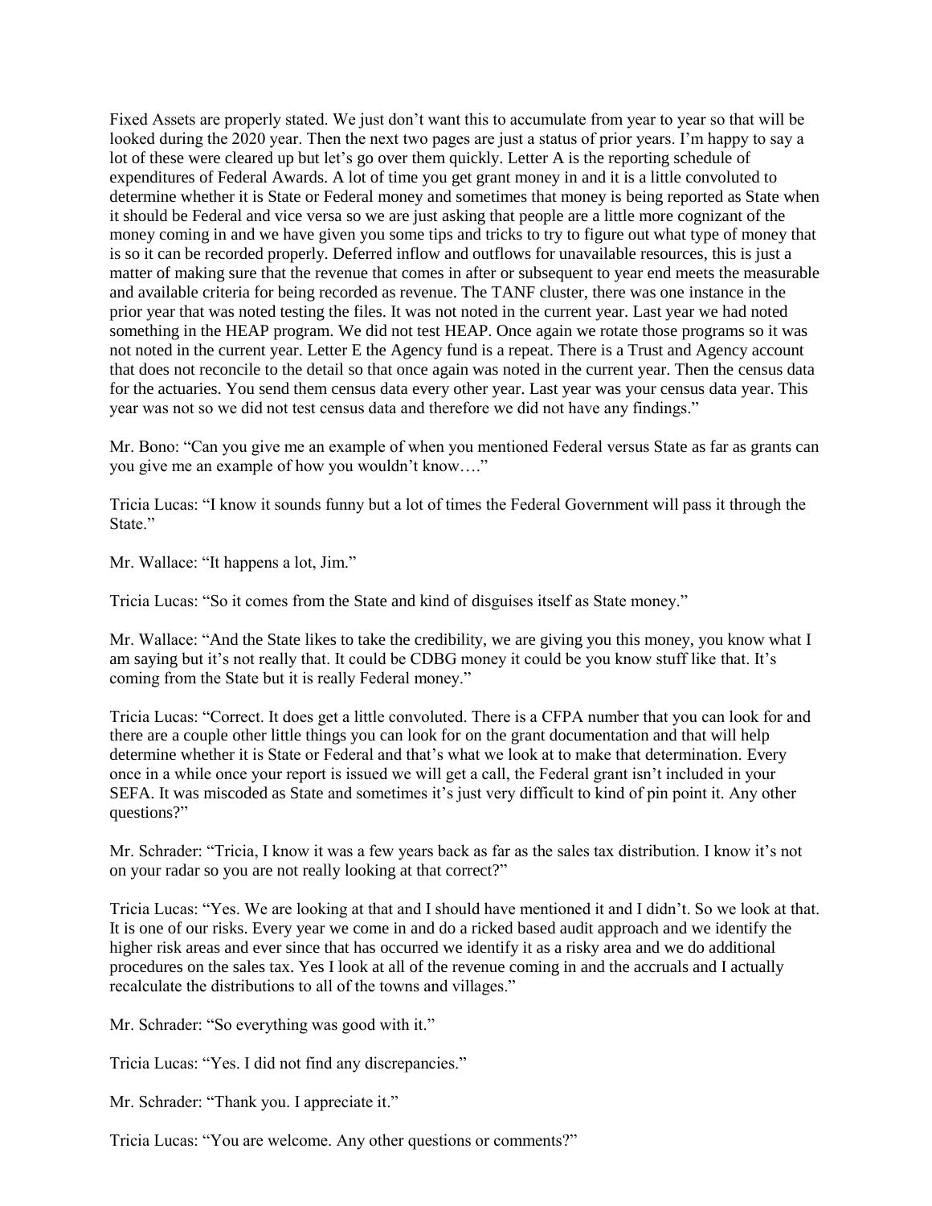Fixed Assets are properly stated. We just don't want this to accumulate from year to year so that will be looked during the 2020 year. Then the next two pages are just a status of prior years. I'm happy to say a lot of these were cleared up but let's go over them quickly. Letter A is the reporting schedule of expenditures of Federal Awards. A lot of time you get grant money in and it is a little convoluted to determine whether it is State or Federal money and sometimes that money is being reported as State when it should be Federal and vice versa so we are just asking that people are a little more cognizant of the money coming in and we have given you some tips and tricks to try to figure out what type of money that is so it can be recorded properly. Deferred inflow and outflows for unavailable resources, this is just a matter of making sure that the revenue that comes in after or subsequent to year end meets the measurable and available criteria for being recorded as revenue. The TANF cluster, there was one instance in the prior year that was noted testing the files. It was not noted in the current year. Last year we had noted something in the HEAP program. We did not test HEAP. Once again we rotate those programs so it was not noted in the current year. Letter E the Agency fund is a repeat. There is a Trust and Agency account that does not reconcile to the detail so that once again was noted in the current year. Then the census data for the actuaries. You send them census data every other year. Last year was your census data year. This year was not so we did not test census data and therefore we did not have any findings."

Mr. Bono: "Can you give me an example of when you mentioned Federal versus State as far as grants can you give me an example of how you wouldn't know…."

Tricia Lucas: "I know it sounds funny but a lot of times the Federal Government will pass it through the State."

Mr. Wallace: "It happens a lot, Jim."

Tricia Lucas: "So it comes from the State and kind of disguises itself as State money."

Mr. Wallace: "And the State likes to take the credibility, we are giving you this money, you know what I am saying but it's not really that. It could be CDBG money it could be you know stuff like that. It's coming from the State but it is really Federal money."

Tricia Lucas: "Correct. It does get a little convoluted. There is a CFPA number that you can look for and there are a couple other little things you can look for on the grant documentation and that will help determine whether it is State or Federal and that's what we look at to make that determination. Every once in a while once your report is issued we will get a call, the Federal grant isn't included in your SEFA. It was miscoded as State and sometimes it's just very difficult to kind of pin point it. Any other questions?"

Mr. Schrader: "Tricia, I know it was a few years back as far as the sales tax distribution. I know it's not on your radar so you are not really looking at that correct?"

Tricia Lucas: "Yes. We are looking at that and I should have mentioned it and I didn't. So we look at that. It is one of our risks. Every year we come in and do a ricked based audit approach and we identify the higher risk areas and ever since that has occurred we identify it as a risky area and we do additional procedures on the sales tax. Yes I look at all of the revenue coming in and the accruals and I actually recalculate the distributions to all of the towns and villages."

Mr. Schrader: "So everything was good with it."

Tricia Lucas: "Yes. I did not find any discrepancies."

Mr. Schrader: "Thank you. I appreciate it."

Tricia Lucas: "You are welcome. Any other questions or comments?"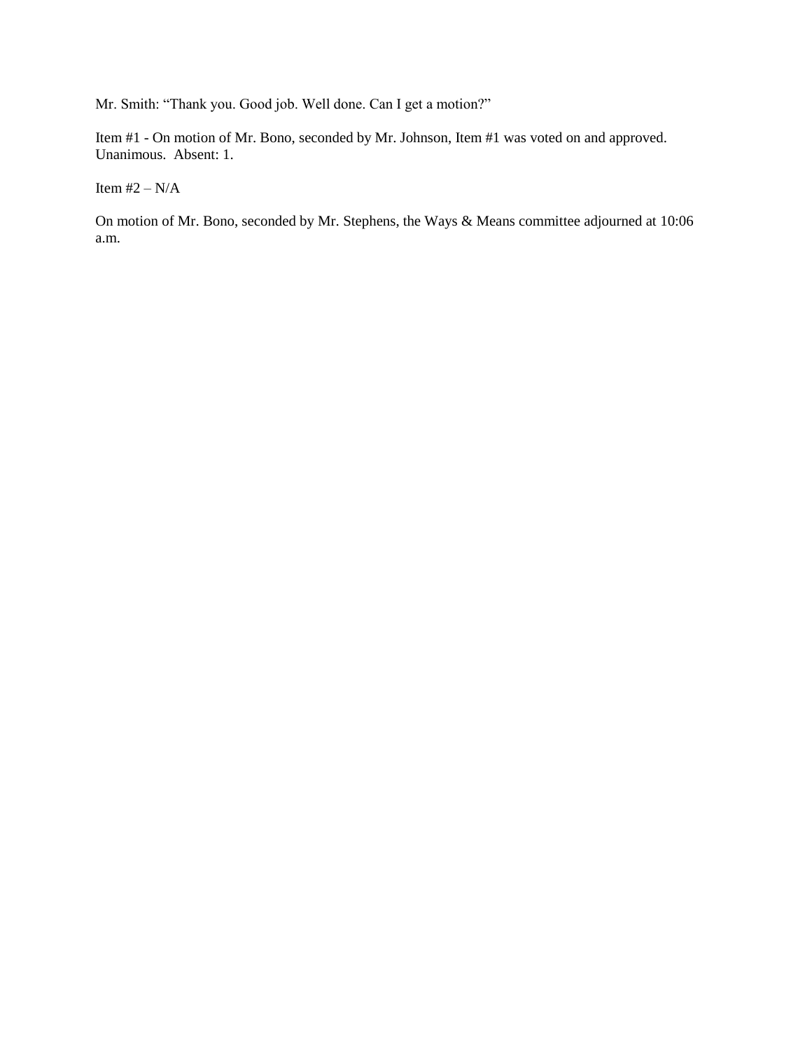Mr. Smith: “Thank you. Good job. Well done. Can I get a motion?”

Item #1 - On motion of Mr. Bono, seconded by Mr. Johnson, Item #1 was voted on and approved. Unanimous. Absent: 1.

Item #2 – N/A

On motion of Mr. Bono, seconded by Mr. Stephens, the Ways & Means committee adjourned at 10:06 a.m.